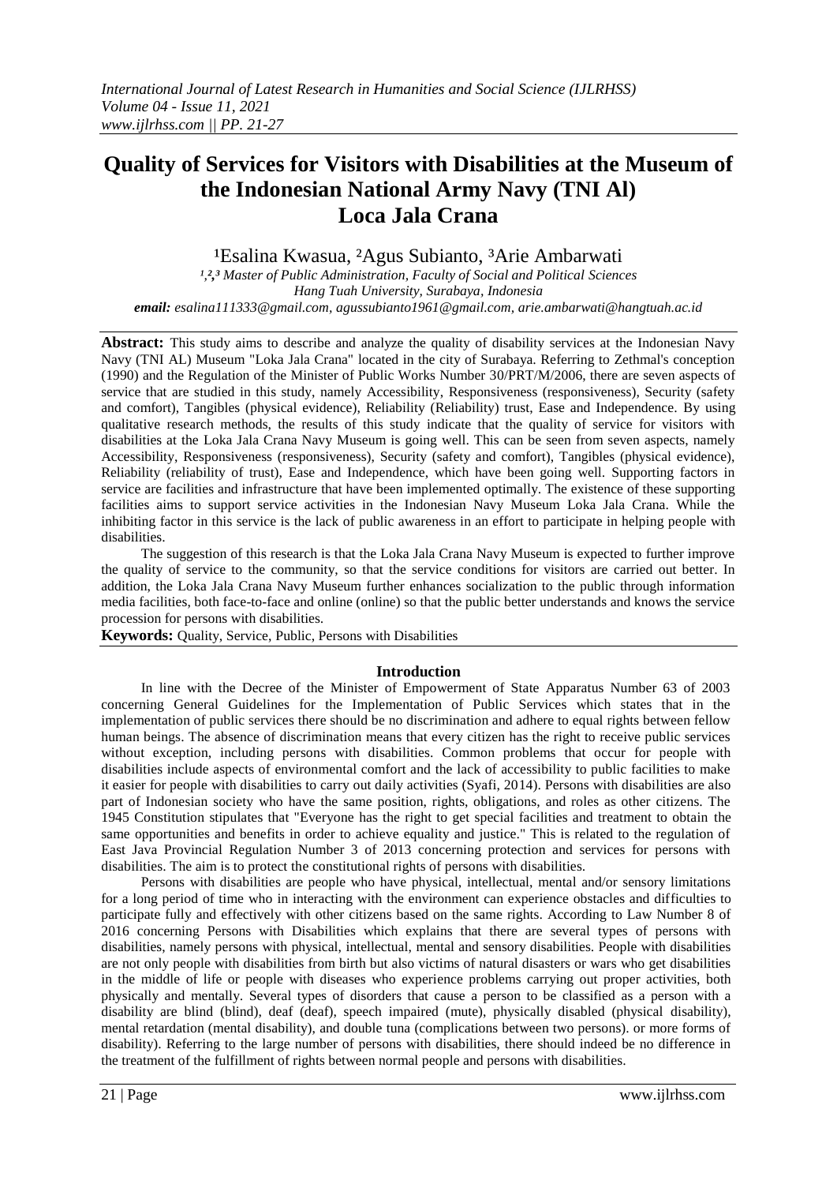# Quality of Services for Visitors with Disabilities at the Museum of the Indonesian National Army Navy (TNI Al) Loca Jala Crana

[1]Esalina Kwasua, [2]Agus Subianto, [3]Arie Ambarwati

*[1,2,3] Master of Public Administration, Faculty of Social and Political Sciences*
*Hang Tuah University, Surabaya, Indonesia*
***email:** esalina111333@gmail.com, agussubianto1961@gmail.com, arie.ambarwati@hangtuah.ac.id*

---

**Abstract:** This study aims to describe and analyze the quality of disability services at the Indonesian Navy Navy (TNI AL) Museum "Loka Jala Crana" located in the city of Surabaya. Referring to Zethmal's conception (1990) and the Regulation of the Minister of Public Works Number 30/PRT/M/2006, there are seven aspects of service that are studied in this study, namely Accessibility, Responsiveness (responsiveness), Security (safety and comfort), Tangibles (physical evidence), Reliability (Reliability) trust, Ease and Independence. By using qualitative research methods, the results of this study indicate that the quality of service for visitors with disabilities at the Loka Jala Crana Navy Museum is going well. This can be seen from seven aspects, namely Accessibility, Responsiveness (responsiveness), Security (safety and comfort), Tangibles (physical evidence), Reliability (reliability of trust), Ease and Independence, which have been going well. Supporting factors in service are facilities and infrastructure that have been implemented optimally. The existence of these supporting facilities aims to support service activities in the Indonesian Navy Museum Loka Jala Crana. While the inhibiting factor in this service is the lack of public awareness in an effort to participate in helping people with disabilities.

The suggestion of this research is that the Loka Jala Crana Navy Museum is expected to further improve the quality of service to the community, so that the service conditions for visitors are carried out better. In addition, the Loka Jala Crana Navy Museum further enhances socialization to the public through information media facilities, both face-to-face and online (online) so that the public better understands and knows the service procession for persons with disabilities.

**Keywords:** Quality, Service, Public, Persons with Disabilities

---

## Introduction

In line with the Decree of the Minister of Empowerment of State Apparatus Number 63 of 2003 concerning General Guidelines for the Implementation of Public Services which states that in the implementation of public services there should be no discrimination and adhere to equal rights between fellow human beings. The absence of discrimination means that every citizen has the right to receive public services without exception, including persons with disabilities. Common problems that occur for people with disabilities include aspects of environmental comfort and the lack of accessibility to public facilities to make it easier for people with disabilities to carry out daily activities (Syafi, 2014). Persons with disabilities are also part of Indonesian society who have the same position, rights, obligations, and roles as other citizens. The 1945 Constitution stipulates that "Everyone has the right to get special facilities and treatment to obtain the same opportunities and benefits in order to achieve equality and justice." This is related to the regulation of East Java Provincial Regulation Number 3 of 2013 concerning protection and services for persons with disabilities. The aim is to protect the constitutional rights of persons with disabilities.

Persons with disabilities are people who have physical, intellectual, mental and/or sensory limitations for a long period of time who in interacting with the environment can experience obstacles and difficulties to participate fully and effectively with other citizens based on the same rights. According to Law Number 8 of 2016 concerning Persons with Disabilities which explains that there are several types of persons with disabilities, namely persons with physical, intellectual, mental and sensory disabilities. People with disabilities are not only people with disabilities from birth but also victims of natural disasters or wars who get disabilities in the middle of life or people with diseases who experience problems carrying out proper activities, both physically and mentally. Several types of disorders that cause a person to be classified as a person with a disability are blind (blind), deaf (deaf), speech impaired (mute), physically disabled (physical disability), mental retardation (mental disability), and double tuna (complications between two persons). or more forms of disability). Referring to the large number of persons with disabilities, there should indeed be no difference in the treatment of the fulfillment of rights between normal people and persons with disabilities.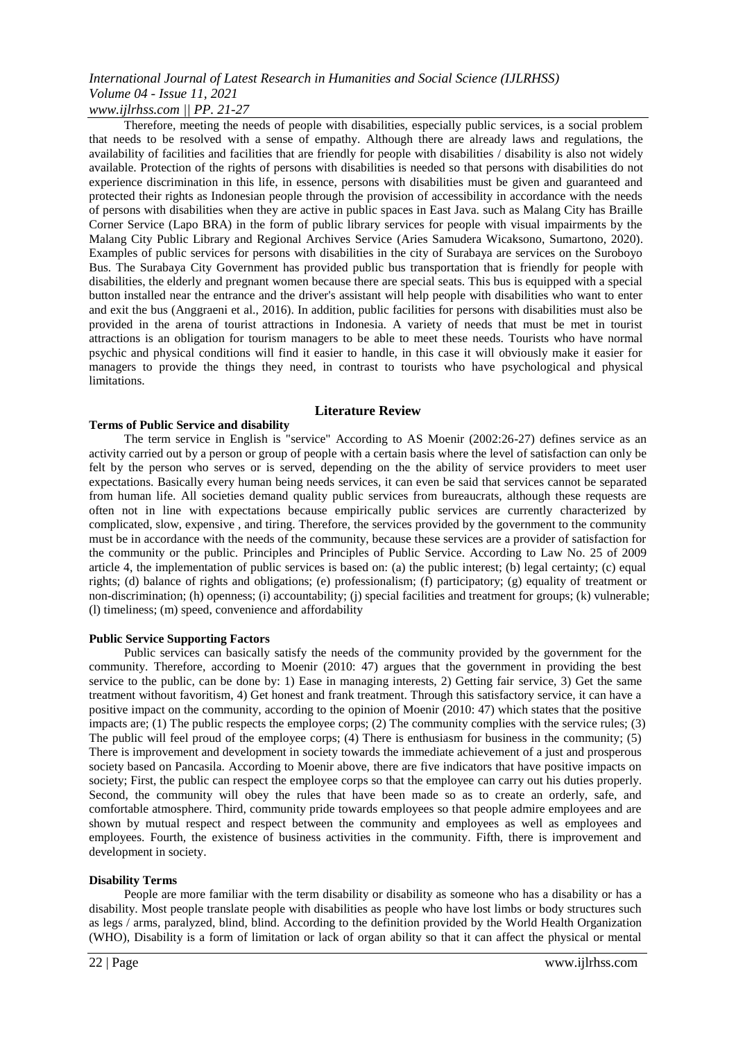Therefore, meeting the needs of people with disabilities, especially public services, is a social problem that needs to be resolved with a sense of empathy. Although there are already laws and regulations, the availability of facilities and facilities that are friendly for people with disabilities / disability is also not widely available. Protection of the rights of persons with disabilities is needed so that persons with disabilities do not experience discrimination in this life, in essence, persons with disabilities must be given and guaranteed and protected their rights as Indonesian people through the provision of accessibility in accordance with the needs of persons with disabilities when they are active in public spaces in East Java. such as Malang City has Braille Corner Service (Lapo BRA) in the form of public library services for people with visual impairments by the Malang City Public Library and Regional Archives Service (Aries Samudera Wicaksono, Sumartono, 2020). Examples of public services for persons with disabilities in the city of Surabaya are services on the Suroboyo Bus. The Surabaya City Government has provided public bus transportation that is friendly for people with disabilities, the elderly and pregnant women because there are special seats. This bus is equipped with a special button installed near the entrance and the driver's assistant will help people with disabilities who want to enter and exit the bus (Anggraeni et al., 2016). In addition, public facilities for persons with disabilities must also be provided in the arena of tourist attractions in Indonesia. A variety of needs that must be met in tourist attractions is an obligation for tourism managers to be able to meet these needs. Tourists who have normal psychic and physical conditions will find it easier to handle, in this case it will obviously make it easier for managers to provide the things they need, in contrast to tourists who have psychological and physical limitations.

## Literature Review

### Terms of Public Service and disability

The term service in English is "service" According to AS Moenir (2002:26-27) defines service as an activity carried out by a person or group of people with a certain basis where the level of satisfaction can only be felt by the person who serves or is served, depending on the the ability of service providers to meet user expectations. Basically every human being needs services, it can even be said that services cannot be separated from human life. All societies demand quality public services from bureaucrats, although these requests are often not in line with expectations because empirically public services are currently characterized by complicated, slow, expensive , and tiring. Therefore, the services provided by the government to the community must be in accordance with the needs of the community, because these services are a provider of satisfaction for the community or the public. Principles and Principles of Public Service. According to Law No. 25 of 2009 article 4, the implementation of public services is based on: (a) the public interest; (b) legal certainty; (c) equal rights; (d) balance of rights and obligations; (e) professionalism; (f) participatory; (g) equality of treatment or non-discrimination; (h) openness; (i) accountability; (j) special facilities and treatment for groups; (k) vulnerable; (l) timeliness; (m) speed, convenience and affordability

### Public Service Supporting Factors

Public services can basically satisfy the needs of the community provided by the government for the community. Therefore, according to Moenir (2010: 47) argues that the government in providing the best service to the public, can be done by: 1) Ease in managing interests, 2) Getting fair service, 3) Get the same treatment without favoritism, 4) Get honest and frank treatment. Through this satisfactory service, it can have a positive impact on the community, according to the opinion of Moenir (2010: 47) which states that the positive impacts are; (1) The public respects the employee corps; (2) The community complies with the service rules; (3) The public will feel proud of the employee corps; (4) There is enthusiasm for business in the community; (5) There is improvement and development in society towards the immediate achievement of a just and prosperous society based on Pancasila. According to Moenir above, there are five indicators that have positive impacts on society; First, the public can respect the employee corps so that the employee can carry out his duties properly. Second, the community will obey the rules that have been made so as to create an orderly, safe, and comfortable atmosphere. Third, community pride towards employees so that people admire employees and are shown by mutual respect and respect between the community and employees as well as employees and employees. Fourth, the existence of business activities in the community. Fifth, there is improvement and development in society.

### Disability Terms

People are more familiar with the term disability or disability as someone who has a disability or has a disability. Most people translate people with disabilities as people who have lost limbs or body structures such as legs / arms, paralyzed, blind, blind. According to the definition provided by the World Health Organization (WHO), Disability is a form of limitation or lack of organ ability so that it can affect the physical or mental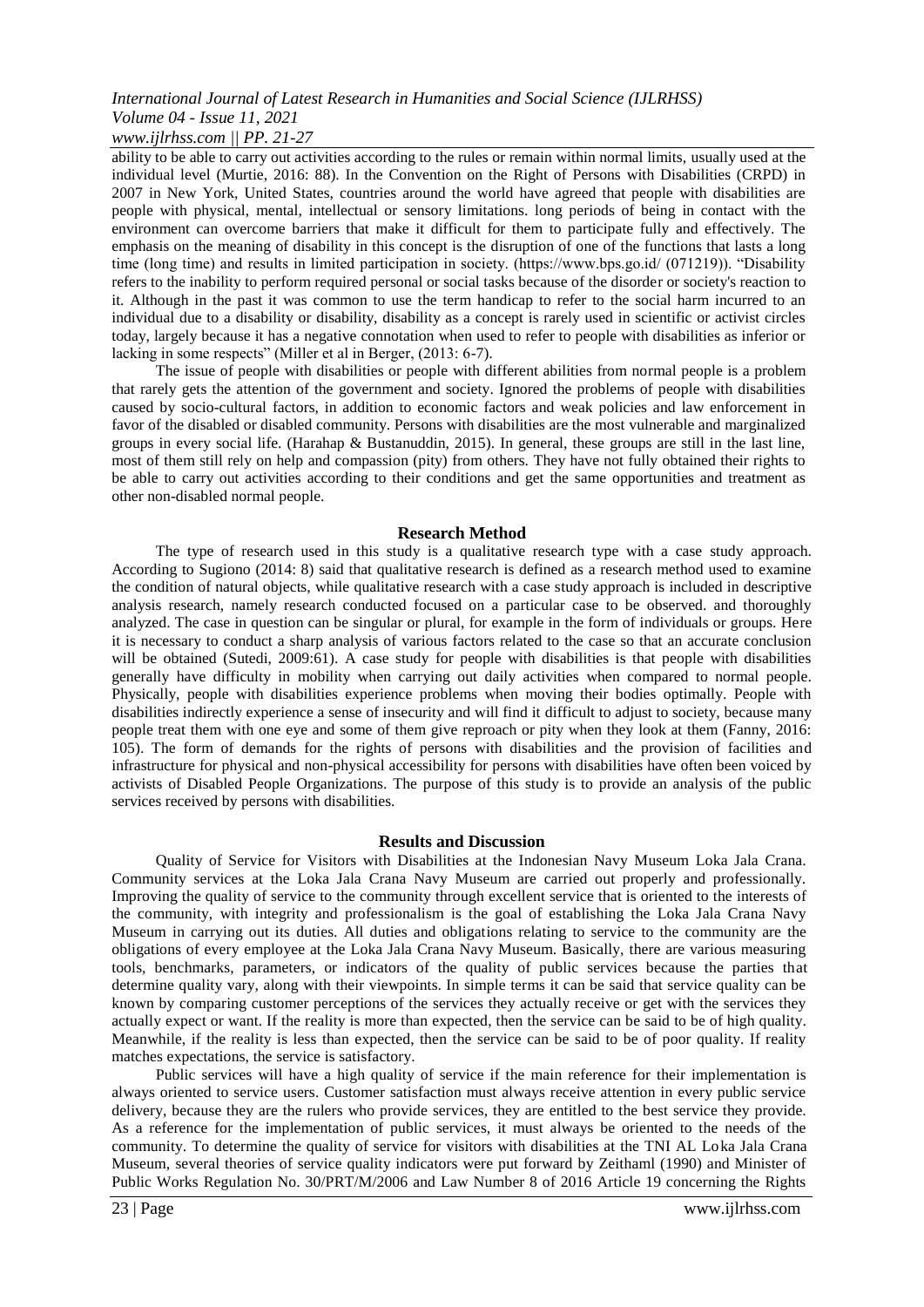ability to be able to carry out activities according to the rules or remain within normal limits, usually used at the individual level (Murtie, 2016: 88). In the Convention on the Right of Persons with Disabilities (CRPD) in 2007 in New York, United States, countries around the world have agreed that people with disabilities are people with physical, mental, intellectual or sensory limitations. long periods of being in contact with the environment can overcome barriers that make it difficult for them to participate fully and effectively. The emphasis on the meaning of disability in this concept is the disruption of one of the functions that lasts a long time (long time) and results in limited participation in society. (https://www.bps.go.id/ (071219)). "Disability refers to the inability to perform required personal or social tasks because of the disorder or society's reaction to it. Although in the past it was common to use the term handicap to refer to the social harm incurred to an individual due to a disability or disability, disability as a concept is rarely used in scientific or activist circles today, largely because it has a negative connotation when used to refer to people with disabilities as inferior or lacking in some respects" (Miller et al in Berger, (2013: 6-7).

The issue of people with disabilities or people with different abilities from normal people is a problem that rarely gets the attention of the government and society. Ignored the problems of people with disabilities caused by socio-cultural factors, in addition to economic factors and weak policies and law enforcement in favor of the disabled or disabled community. Persons with disabilities are the most vulnerable and marginalized groups in every social life. (Harahap & Bustanuddin, 2015). In general, these groups are still in the last line, most of them still rely on help and compassion (pity) from others. They have not fully obtained their rights to be able to carry out activities according to their conditions and get the same opportunities and treatment as other non-disabled normal people.

## Research Method

The type of research used in this study is a qualitative research type with a case study approach. According to Sugiono (2014: 8) said that qualitative research is defined as a research method used to examine the condition of natural objects, while qualitative research with a case study approach is included in descriptive analysis research, namely research conducted focused on a particular case to be observed. and thoroughly analyzed. The case in question can be singular or plural, for example in the form of individuals or groups. Here it is necessary to conduct a sharp analysis of various factors related to the case so that an accurate conclusion will be obtained (Sutedi, 2009:61). A case study for people with disabilities is that people with disabilities generally have difficulty in mobility when carrying out daily activities when compared to normal people. Physically, people with disabilities experience problems when moving their bodies optimally. People with disabilities indirectly experience a sense of insecurity and will find it difficult to adjust to society, because many people treat them with one eye and some of them give reproach or pity when they look at them (Fanny, 2016: 105). The form of demands for the rights of persons with disabilities and the provision of facilities and infrastructure for physical and non-physical accessibility for persons with disabilities have often been voiced by activists of Disabled People Organizations. The purpose of this study is to provide an analysis of the public services received by persons with disabilities.

## Results and Discussion

Quality of Service for Visitors with Disabilities at the Indonesian Navy Museum Loka Jala Crana. Community services at the Loka Jala Crana Navy Museum are carried out properly and professionally. Improving the quality of service to the community through excellent service that is oriented to the interests of the community, with integrity and professionalism is the goal of establishing the Loka Jala Crana Navy Museum in carrying out its duties. All duties and obligations relating to service to the community are the obligations of every employee at the Loka Jala Crana Navy Museum. Basically, there are various measuring tools, benchmarks, parameters, or indicators of the quality of public services because the parties that determine quality vary, along with their viewpoints. In simple terms it can be said that service quality can be known by comparing customer perceptions of the services they actually receive or get with the services they actually expect or want. If the reality is more than expected, then the service can be said to be of high quality. Meanwhile, if the reality is less than expected, then the service can be said to be of poor quality. If reality matches expectations, the service is satisfactory.

Public services will have a high quality of service if the main reference for their implementation is always oriented to service users. Customer satisfaction must always receive attention in every public service delivery, because they are the rulers who provide services, they are entitled to the best service they provide. As a reference for the implementation of public services, it must always be oriented to the needs of the community. To determine the quality of service for visitors with disabilities at the TNI AL Loka Jala Crana Museum, several theories of service quality indicators were put forward by Zeithaml (1990) and Minister of Public Works Regulation No. 30/PRT/M/2006 and Law Number 8 of 2016 Article 19 concerning the Rights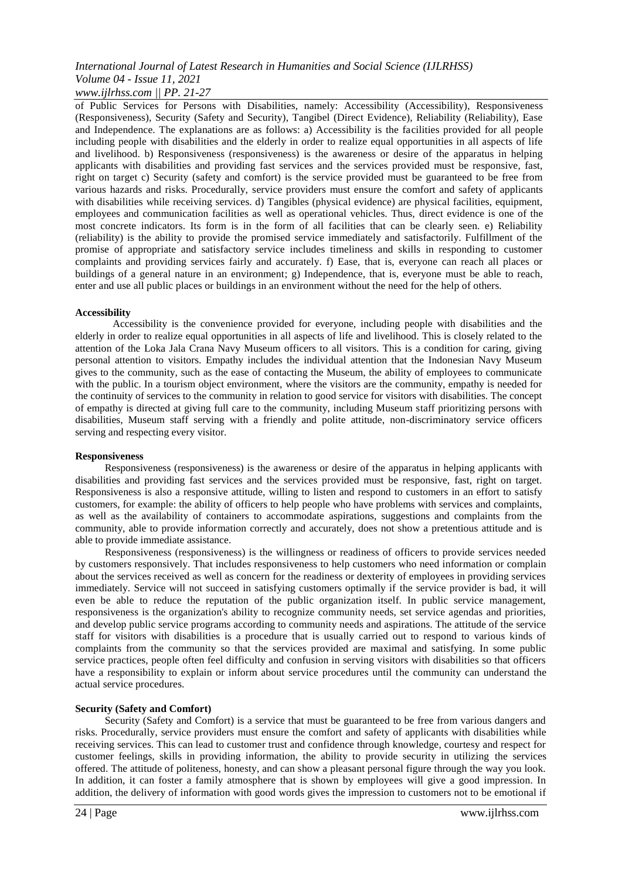of Public Services for Persons with Disabilities, namely: Accessibility (Accessibility), Responsiveness (Responsiveness), Security (Safety and Security), Tangibel (Direct Evidence), Reliability (Reliability), Ease and Independence. The explanations are as follows: a) Accessibility is the facilities provided for all people including people with disabilities and the elderly in order to realize equal opportunities in all aspects of life and livelihood. b) Responsiveness (responsiveness) is the awareness or desire of the apparatus in helping applicants with disabilities and providing fast services and the services provided must be responsive, fast, right on target c) Security (safety and comfort) is the service provided must be guaranteed to be free from various hazards and risks. Procedurally, service providers must ensure the comfort and safety of applicants with disabilities while receiving services. d) Tangibles (physical evidence) are physical facilities, equipment, employees and communication facilities as well as operational vehicles. Thus, direct evidence is one of the most concrete indicators. Its form is in the form of all facilities that can be clearly seen. e) Reliability (reliability) is the ability to provide the promised service immediately and satisfactorily. Fulfillment of the promise of appropriate and satisfactory service includes timeliness and skills in responding to customer complaints and providing services fairly and accurately. f) Ease, that is, everyone can reach all places or buildings of a general nature in an environment; g) Independence, that is, everyone must be able to reach, enter and use all public places or buildings in an environment without the need for the help of others.

**Accessibility**

Accessibility is the convenience provided for everyone, including people with disabilities and the elderly in order to realize equal opportunities in all aspects of life and livelihood. This is closely related to the attention of the Loka Jala Crana Navy Museum officers to all visitors. This is a condition for caring, giving personal attention to visitors. Empathy includes the individual attention that the Indonesian Navy Museum gives to the community, such as the ease of contacting the Museum, the ability of employees to communicate with the public. In a tourism object environment, where the visitors are the community, empathy is needed for the continuity of services to the community in relation to good service for visitors with disabilities. The concept of empathy is directed at giving full care to the community, including Museum staff prioritizing persons with disabilities, Museum staff serving with a friendly and polite attitude, non-discriminatory service officers serving and respecting every visitor.

**Responsiveness**

Responsiveness (responsiveness) is the awareness or desire of the apparatus in helping applicants with disabilities and providing fast services and the services provided must be responsive, fast, right on target. Responsiveness is also a responsive attitude, willing to listen and respond to customers in an effort to satisfy customers, for example: the ability of officers to help people who have problems with services and complaints, as well as the availability of containers to accommodate aspirations, suggestions and complaints from the community, able to provide information correctly and accurately, does not show a pretentious attitude and is able to provide immediate assistance.

Responsiveness (responsiveness) is the willingness or readiness of officers to provide services needed by customers responsively. That includes responsiveness to help customers who need information or complain about the services received as well as concern for the readiness or dexterity of employees in providing services immediately. Service will not succeed in satisfying customers optimally if the service provider is bad, it will even be able to reduce the reputation of the public organization itself. In public service management, responsiveness is the organization's ability to recognize community needs, set service agendas and priorities, and develop public service programs according to community needs and aspirations. The attitude of the service staff for visitors with disabilities is a procedure that is usually carried out to respond to various kinds of complaints from the community so that the services provided are maximal and satisfying. In some public service practices, people often feel difficulty and confusion in serving visitors with disabilities so that officers have a responsibility to explain or inform about service procedures until the community can understand the actual service procedures.

**Security (Safety and Comfort)**

Security (Safety and Comfort) is a service that must be guaranteed to be free from various dangers and risks. Procedurally, service providers must ensure the comfort and safety of applicants with disabilities while receiving services. This can lead to customer trust and confidence through knowledge, courtesy and respect for customer feelings, skills in providing information, the ability to provide security in utilizing the services offered. The attitude of politeness, honesty, and can show a pleasant personal figure through the way you look. In addition, it can foster a family atmosphere that is shown by employees will give a good impression. In addition, the delivery of information with good words gives the impression to customers not to be emotional if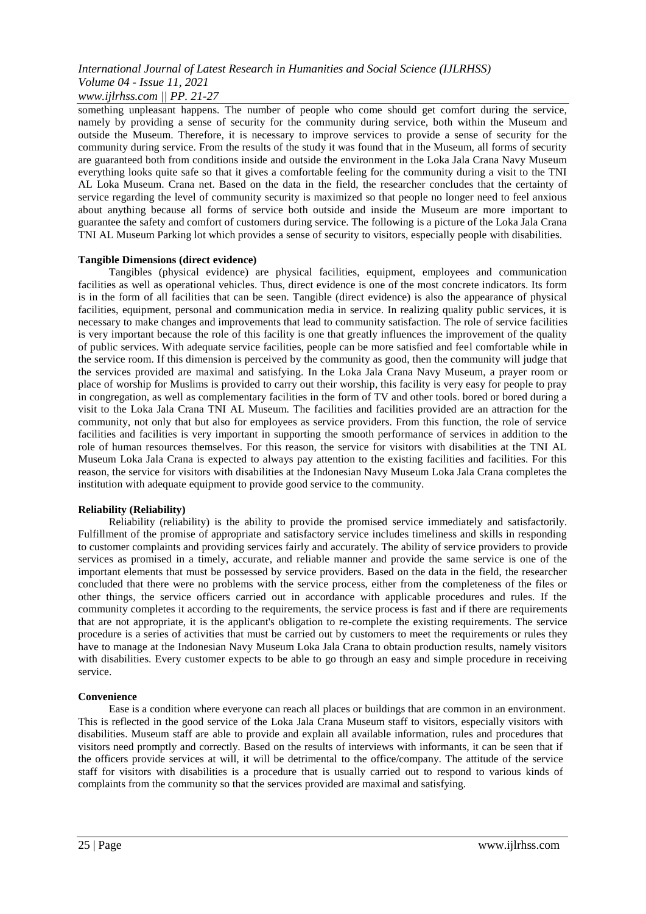something unpleasant happens. The number of people who come should get comfort during the service, namely by providing a sense of security for the community during service, both within the Museum and outside the Museum. Therefore, it is necessary to improve services to provide a sense of security for the community during service. From the results of the study it was found that in the Museum, all forms of security are guaranteed both from conditions inside and outside the environment in the Loka Jala Crana Navy Museum everything looks quite safe so that it gives a comfortable feeling for the community during a visit to the TNI AL Loka Museum. Crana net. Based on the data in the field, the researcher concludes that the certainty of service regarding the level of community security is maximized so that people no longer need to feel anxious about anything because all forms of service both outside and inside the Museum are more important to guarantee the safety and comfort of customers during service. The following is a picture of the Loka Jala Crana TNI AL Museum Parking lot which provides a sense of security to visitors, especially people with disabilities.

**Tangible Dimensions (direct evidence)**

Tangibles (physical evidence) are physical facilities, equipment, employees and communication facilities as well as operational vehicles. Thus, direct evidence is one of the most concrete indicators. Its form is in the form of all facilities that can be seen. Tangible (direct evidence) is also the appearance of physical facilities, equipment, personal and communication media in service. In realizing quality public services, it is necessary to make changes and improvements that lead to community satisfaction. The role of service facilities is very important because the role of this facility is one that greatly influences the improvement of the quality of public services. With adequate service facilities, people can be more satisfied and feel comfortable while in the service room. If this dimension is perceived by the community as good, then the community will judge that the services provided are maximal and satisfying. In the Loka Jala Crana Navy Museum, a prayer room or place of worship for Muslims is provided to carry out their worship, this facility is very easy for people to pray in congregation, as well as complementary facilities in the form of TV and other tools. bored or bored during a visit to the Loka Jala Crana TNI AL Museum. The facilities and facilities provided are an attraction for the community, not only that but also for employees as service providers. From this function, the role of service facilities and facilities is very important in supporting the smooth performance of services in addition to the role of human resources themselves. For this reason, the service for visitors with disabilities at the TNI AL Museum Loka Jala Crana is expected to always pay attention to the existing facilities and facilities. For this reason, the service for visitors with disabilities at the Indonesian Navy Museum Loka Jala Crana completes the institution with adequate equipment to provide good service to the community.

**Reliability (Reliability)**

Reliability (reliability) is the ability to provide the promised service immediately and satisfactorily. Fulfillment of the promise of appropriate and satisfactory service includes timeliness and skills in responding to customer complaints and providing services fairly and accurately. The ability of service providers to provide services as promised in a timely, accurate, and reliable manner and provide the same service is one of the important elements that must be possessed by service providers. Based on the data in the field, the researcher concluded that there were no problems with the service process, either from the completeness of the files or other things, the service officers carried out in accordance with applicable procedures and rules. If the community completes it according to the requirements, the service process is fast and if there are requirements that are not appropriate, it is the applicant's obligation to re-complete the existing requirements. The service procedure is a series of activities that must be carried out by customers to meet the requirements or rules they have to manage at the Indonesian Navy Museum Loka Jala Crana to obtain production results, namely visitors with disabilities. Every customer expects to be able to go through an easy and simple procedure in receiving service.

**Convenience**

Ease is a condition where everyone can reach all places or buildings that are common in an environment. This is reflected in the good service of the Loka Jala Crana Museum staff to visitors, especially visitors with disabilities. Museum staff are able to provide and explain all available information, rules and procedures that visitors need promptly and correctly. Based on the results of interviews with informants, it can be seen that if the officers provide services at will, it will be detrimental to the office/company. The attitude of the service staff for visitors with disabilities is a procedure that is usually carried out to respond to various kinds of complaints from the community so that the services provided are maximal and satisfying.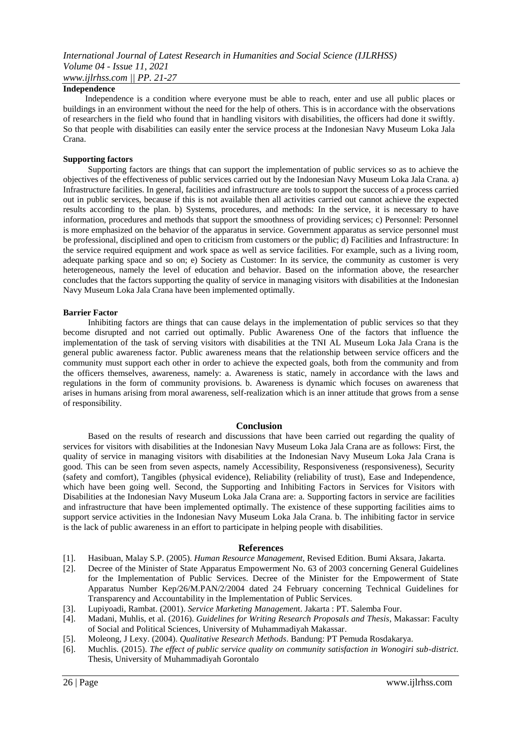**Independence**

Independence is a condition where everyone must be able to reach, enter and use all public places or buildings in an environment without the need for the help of others. This is in accordance with the observations of researchers in the field who found that in handling visitors with disabilities, the officers had done it swiftly. So that people with disabilities can easily enter the service process at the Indonesian Navy Museum Loka Jala Crana.

**Supporting factors**

Supporting factors are things that can support the implementation of public services so as to achieve the objectives of the effectiveness of public services carried out by the Indonesian Navy Museum Loka Jala Crana. a) Infrastructure facilities. In general, facilities and infrastructure are tools to support the success of a process carried out in public services, because if this is not available then all activities carried out cannot achieve the expected results according to the plan. b) Systems, procedures, and methods: In the service, it is necessary to have information, procedures and methods that support the smoothness of providing services; c) Personnel: Personnel is more emphasized on the behavior of the apparatus in service. Government apparatus as service personnel must be professional, disciplined and open to criticism from customers or the public; d) Facilities and Infrastructure: In the service required equipment and work space as well as service facilities. For example, such as a living room, adequate parking space and so on; e) Society as Customer: In its service, the community as customer is very heterogeneous, namely the level of education and behavior. Based on the information above, the researcher concludes that the factors supporting the quality of service in managing visitors with disabilities at the Indonesian Navy Museum Loka Jala Crana have been implemented optimally.

**Barrier Factor**

Inhibiting factors are things that can cause delays in the implementation of public services so that they become disrupted and not carried out optimally. Public Awareness One of the factors that influence the implementation of the task of serving visitors with disabilities at the TNI AL Museum Loka Jala Crana is the general public awareness factor. Public awareness means that the relationship between service officers and the community must support each other in order to achieve the expected goals, both from the community and from the officers themselves, awareness, namely: a. Awareness is static, namely in accordance with the laws and regulations in the form of community provisions. b. Awareness is dynamic which focuses on awareness that arises in humans arising from moral awareness, self-realization which is an inner attitude that grows from a sense of responsibility.

## Conclusion

Based on the results of research and discussions that have been carried out regarding the quality of services for visitors with disabilities at the Indonesian Navy Museum Loka Jala Crana are as follows: First, the quality of service in managing visitors with disabilities at the Indonesian Navy Museum Loka Jala Crana is good. This can be seen from seven aspects, namely Accessibility, Responsiveness (responsiveness), Security (safety and comfort), Tangibles (physical evidence), Reliability (reliability of trust), Ease and Independence, which have been going well. Second, the Supporting and Inhibiting Factors in Services for Visitors with Disabilities at the Indonesian Navy Museum Loka Jala Crana are: a. Supporting factors in service are facilities and infrastructure that have been implemented optimally. The existence of these supporting facilities aims to support service activities in the Indonesian Navy Museum Loka Jala Crana. b. The inhibiting factor in service is the lack of public awareness in an effort to participate in helping people with disabilities.

## References

[1]. Hasibuan, Malay S.P. (2005). *Human Resource Management*, Revised Edition. Bumi Aksara, Jakarta.

[2]. Decree of the Minister of State Apparatus Empowerment No. 63 of 2003 concerning General Guidelines for the Implementation of Public Services. Decree of the Minister for the Empowerment of State Apparatus Number Kep/26/M.PAN/2/2004 dated 24 February concerning Technical Guidelines for Transparency and Accountability in the Implementation of Public Services.

[3]. Lupiyoadi, Rambat. (2001). *Service Marketing Management*. Jakarta : PT. Salemba Four.

[4]. Madani, Muhlis, et al. (2016). *Guidelines for Writing Research Proposals and Thesis*, Makassar: Faculty of Social and Political Sciences, University of Muhammadiyah Makassar.

[5]. Moleong, J Lexy. (2004). *Qualitative Research Methods*. Bandung: PT Pemuda Rosdakarya.

[6]. Muchlis. (2015). *The effect of public service quality on community satisfaction in Wonogiri sub-district.* Thesis, University of Muhammadiyah Gorontalo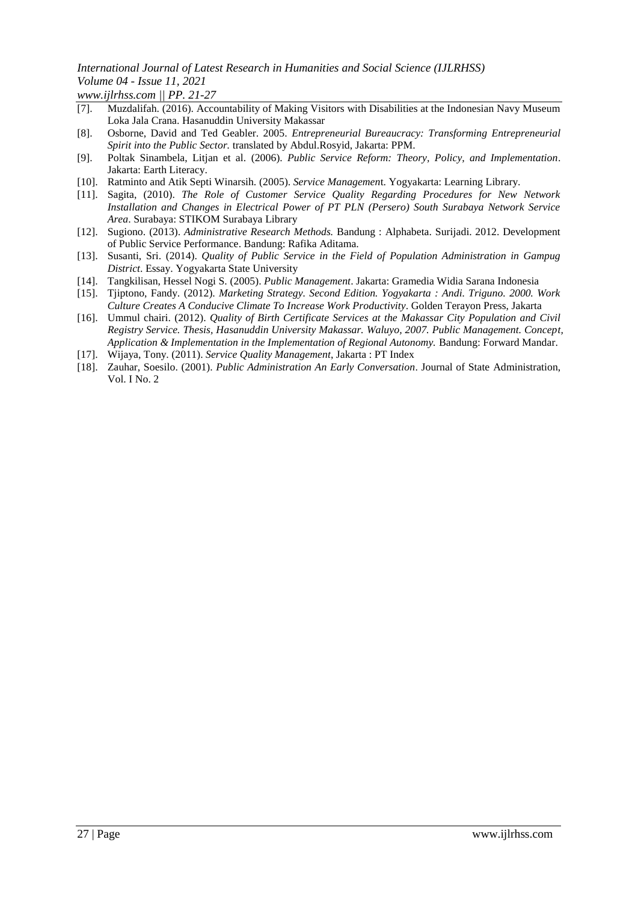[7]. Muzdalifah. (2016). Accountability of Making Visitors with Disabilities at the Indonesian Navy Museum Loka Jala Crana. Hasanuddin University Makassar

[8]. Osborne, David and Ted Geabler. 2005. *Entrepreneurial Bureaucracy: Transforming Entrepreneurial Spirit into the Public Sector.* translated by Abdul.Rosyid, Jakarta: PPM.

[9]. Poltak Sinambela, Litjan et al. (2006). *Public Service Reform: Theory, Policy, and Implementation*. Jakarta: Earth Literacy.

[10]. Ratminto and Atik Septi Winarsih. (2005). *Service Managemen*t. Yogyakarta: Learning Library.

[11]. Sagita, (2010). *The Role of Customer Service Quality Regarding Procedures for New Network Installation and Changes in Electrical Power of PT PLN (Persero) South Surabaya Network Service Area*. Surabaya: STIKOM Surabaya Library

[12]. Sugiono. (2013). *Administrative Research Methods.* Bandung : Alphabeta. Surijadi. 2012. Development of Public Service Performance. Bandung: Rafika Aditama.

[13]. Susanti, Sri. (2014). *Quality of Public Service in the Field of Population Administration in Gampug District*. Essay. Yogyakarta State University

[14]. Tangkilisan, Hessel Nogi S. (2005). *Public Management*. Jakarta: Gramedia Widia Sarana Indonesia

[15]. Tjiptono, Fandy. (2012). *Marketing Strategy. Second Edition. Yogyakarta : Andi. Triguno. 2000. Work Culture Creates A Conducive Climate To Increase Work Productivity*. Golden Terayon Press, Jakarta

[16]. Ummul chairi. (2012). *Quality of Birth Certificate Services at the Makassar City Population and Civil Registry Service. Thesis, Hasanuddin University Makassar. Waluyo, 2007. Public Management. Concept, Application & Implementation in the Implementation of Regional Autonomy.* Bandung: Forward Mandar.

[17]. Wijaya, Tony. (2011). *Service Quality Management*, Jakarta : PT Index

[18]. Zauhar, Soesilo. (2001). *Public Administration An Early Conversation*. Journal of State Administration, Vol. I No. 2